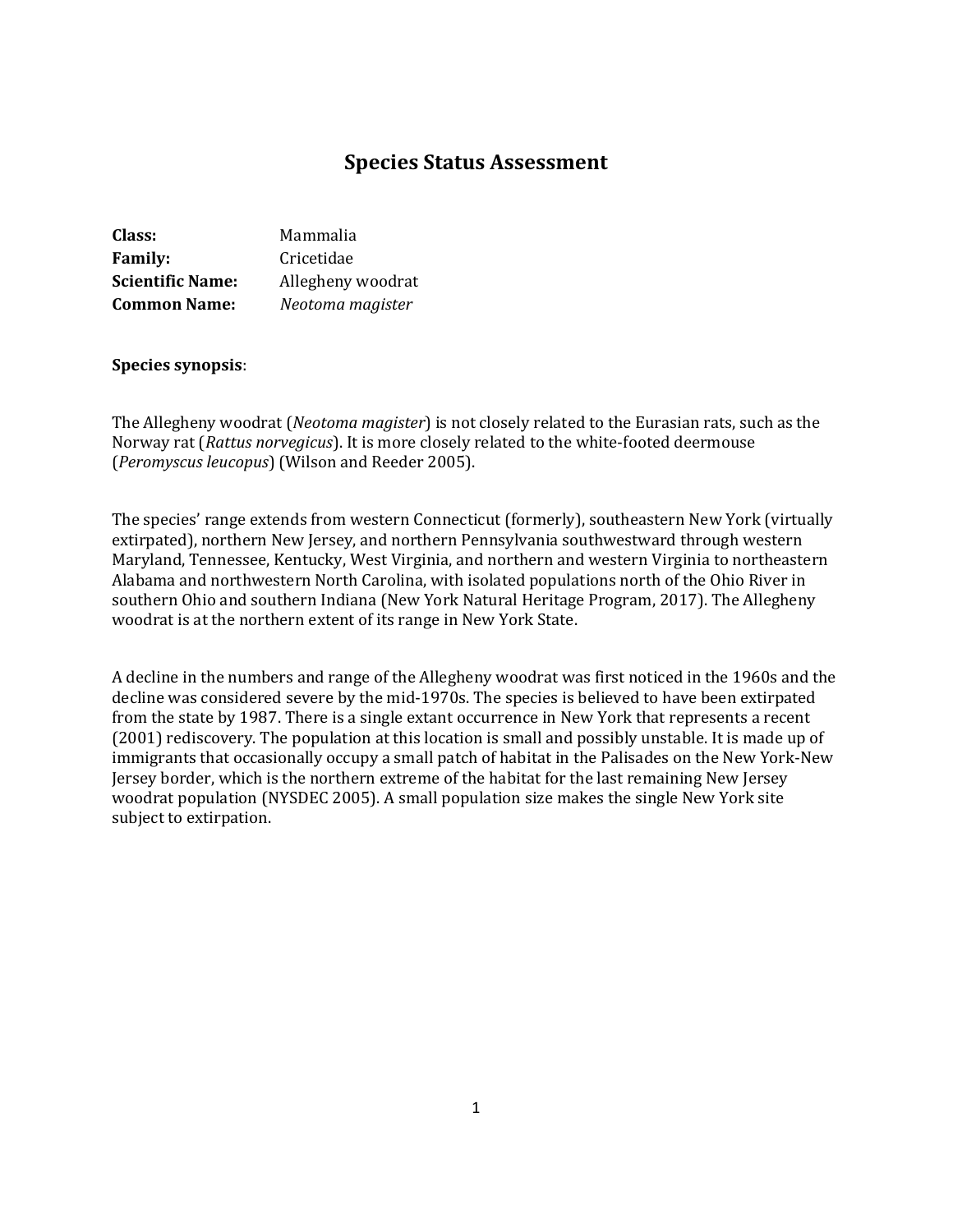# Species Status Assessment

**Class:** Mammalia
**Family:** Cricetidae
**Scientific Name:** Allegheny woodrat
**Common Name:** *Neotoma magister*

**Species synopsis**:

The Allegheny woodrat (*Neotoma magister*) is not closely related to the Eurasian rats, such as the Norway rat (*Rattus norvegicus*). It is more closely related to the white-footed deermouse (*Peromyscus leucopus*) (Wilson and Reeder 2005).

The species' range extends from western Connecticut (formerly), southeastern New York (virtually extirpated), northern New Jersey, and northern Pennsylvania southwestward through western Maryland, Tennessee, Kentucky, West Virginia, and northern and western Virginia to northeastern Alabama and northwestern North Carolina, with isolated populations north of the Ohio River in southern Ohio and southern Indiana (New York Natural Heritage Program, 2017). The Allegheny woodrat is at the northern extent of its range in New York State.

A decline in the numbers and range of the Allegheny woodrat was first noticed in the 1960s and the decline was considered severe by the mid-1970s. The species is believed to have been extirpated from the state by 1987. There is a single extant occurrence in New York that represents a recent (2001) rediscovery. The population at this location is small and possibly unstable. It is made up of immigrants that occasionally occupy a small patch of habitat in the Palisades on the New York-New Jersey border, which is the northern extreme of the habitat for the last remaining New Jersey woodrat population (NYSDEC 2005). A small population size makes the single New York site subject to extirpation.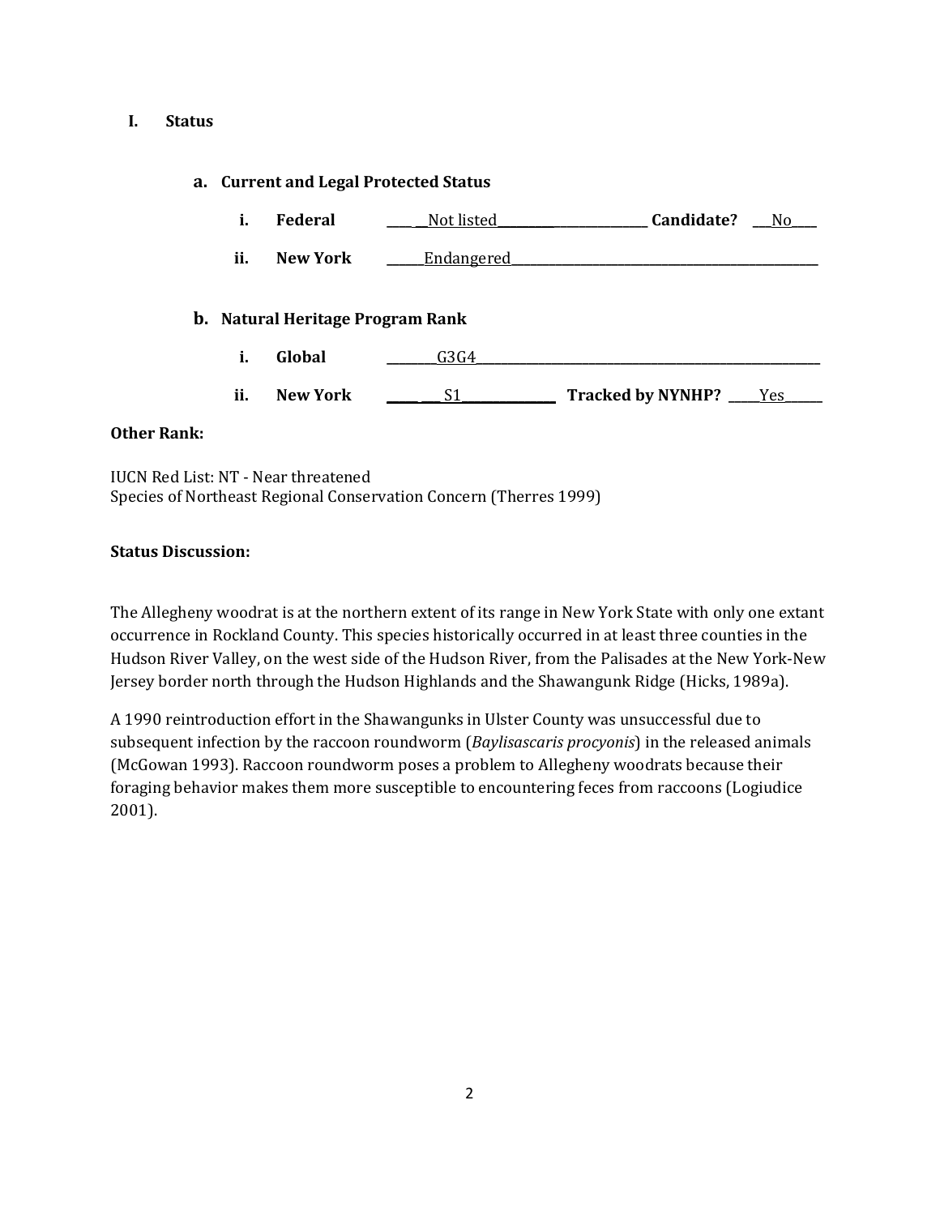# I. Status

## a. Current and Legal Protected Status

i. **Federal** Not listed **Candidate?** No

ii. **New York** Endangered

## b. Natural Heritage Program Rank

i. **Global** G3G4

ii. **New York** S1 **Tracked by NYNHP?** Yes

**Other Rank:**

IUCN Red List: NT - Near threatened
Species of Northeast Regional Conservation Concern (Therres 1999)

**Status Discussion:**

The Allegheny woodrat is at the northern extent of its range in New York State with only one extant occurrence in Rockland County. This species historically occurred in at least three counties in the Hudson River Valley, on the west side of the Hudson River, from the Palisades at the New York-New Jersey border north through the Hudson Highlands and the Shawangunk Ridge (Hicks, 1989a).

A 1990 reintroduction effort in the Shawangunks in Ulster County was unsuccessful due to subsequent infection by the raccoon roundworm (*Baylisascaris procyonis*) in the released animals (McGowan 1993). Raccoon roundworm poses a problem to Allegheny woodrats because their foraging behavior makes them more susceptible to encountering feces from raccoons (Logiudice 2001).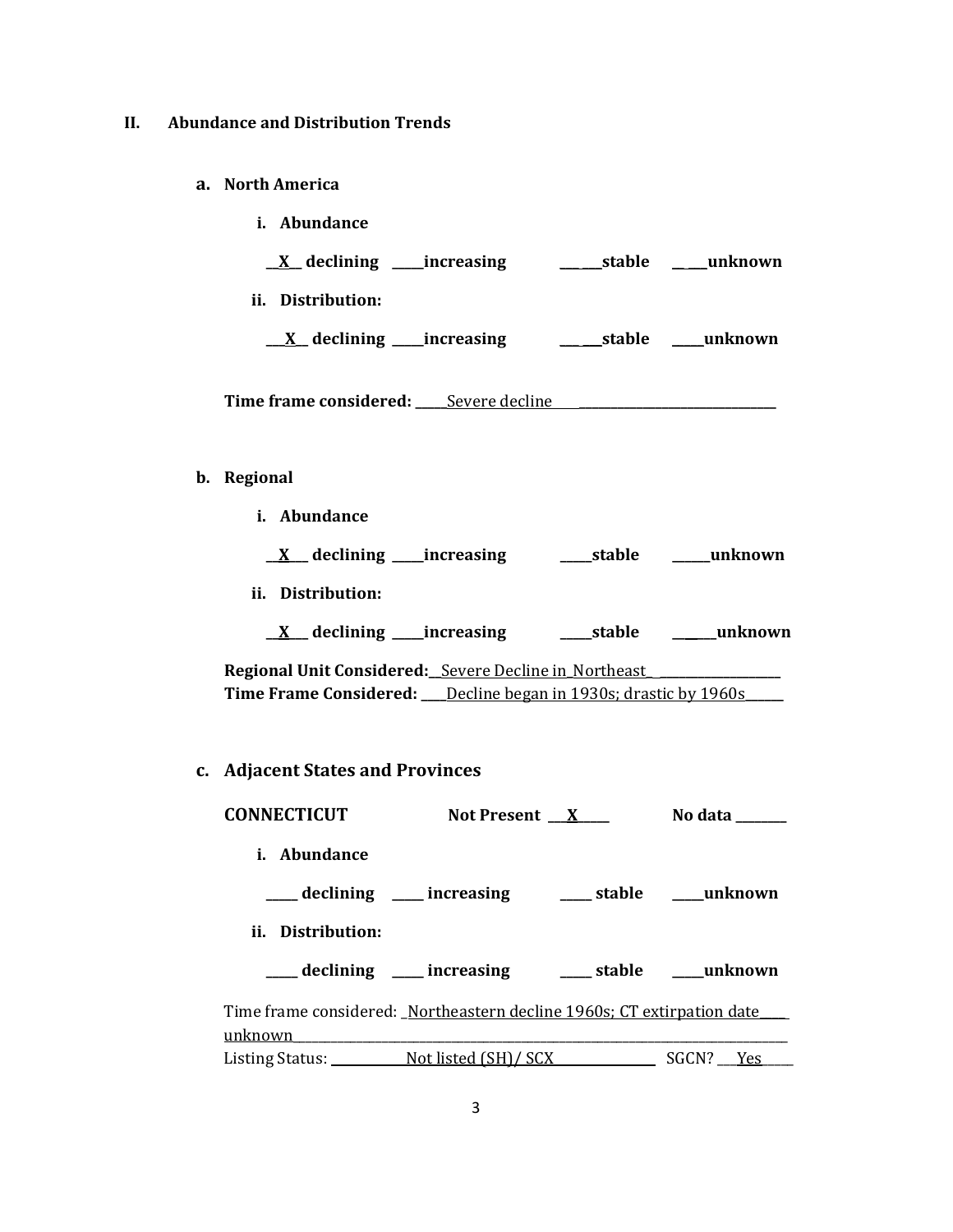## II. Abundance and Distribution Trends

### a. North America

**i. Abundance**

**__X__ declining _____increasing ______stable ______unknown**

**ii. Distribution:**

**__X__ declining _____increasing ______stable _____unknown**

**Time frame considered:** _____Severe decline________________________________

### b. Regional

**i. Abundance**

**__X___ declining _____increasing _____stable ______unknown**

**ii. Distribution:**

**__X___ declining _____increasing _____stable ______unknown**

**Regional Unit Considered:**__Severe Decline in_Northeast_ ___________________
**Time Frame Considered:** ____Decline began in 1930s; drastic by 1960s______

### c. Adjacent States and Provinces

**CONNECTICUT** **Not Present** ___X_____ **No data** _______

**i. Abundance**

_____ **declining** _____ **increasing** _____ **stable** _____**unknown**

**ii. Distribution:**

_____ **declining** _____ **increasing** _____ **stable** _____**unknown**

Time frame considered: _Northeastern decline 1960s; CT extirpation date_____ unknown_______________________________________________________________
Listing Status: ___________Not listed (SH)/ SCX_______________ SGCN? ___Yes_____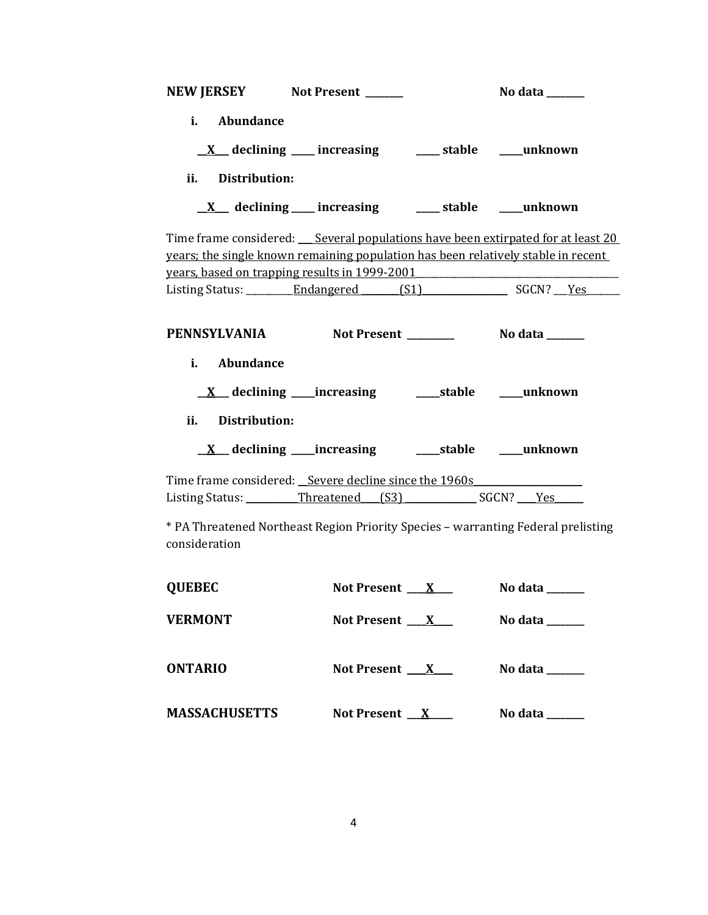**NEW JERSEY** **Not Present \_\_\_\_\_\_\_\_** **No data \_\_\_\_\_\_\_\_**

**i. Abundance**

**\_\_X\_\_ declining \_\_\_\_\_ increasing \_\_\_\_\_ stable \_\_\_\_\_unknown**

**ii. Distribution:**

**\_\_X\_\_ declining \_\_\_\_\_ increasing \_\_\_\_\_ stable \_\_\_\_\_unknown**

Time frame considered: \_\_\_ Several populations have been extirpated for at least 20 years; the single known remaining population has been relatively stable in recent years, based on trapping results in 1999-2001\_\_\_\_\_\_\_\_\_\_\_\_\_\_\_\_\_\_\_\_\_\_\_\_\_\_\_\_\_\_\_\_\_\_\_\_\_\_\_\_\_\_
Listing Status: \_\_\_\_\_\_\_\_\_\_Endangered \_\_\_\_\_\_\_\_(S1)\_\_\_\_\_\_\_\_\_\_\_\_\_\_\_\_\_\_\_ SGCN? \_\_\_Yes\_\_\_\_\_\_\_

**PENNSYLVANIA** **Not Present \_\_\_\_\_\_\_\_\_\_** **No data \_\_\_\_\_\_\_\_**

**i. Abundance**

**\_\_X\_\_ declining \_\_\_\_\_increasing \_\_\_\_\_stable \_\_\_\_\_unknown**

**ii. Distribution:**

**\_\_X\_\_ declining \_\_\_\_\_increasing \_\_\_\_\_stable \_\_\_\_\_unknown**

Time frame considered: \_\_Severe decline since the 1960s\_\_\_\_\_\_\_\_\_\_\_\_\_\_\_\_\_\_\_\_\_\_\_
Listing Status: \_\_\_\_\_\_\_\_\_\_\_\_Threatened\_\_\_\_(S3) \_\_\_\_\_\_\_\_\_\_\_\_\_\_\_\_ SGCN? \_\_\_\_Yes\_\_\_\_\_\_

* PA Threatened Northeast Region Priority Species – warranting Federal prelisting consideration

**QUEBEC** **Not Present \_\_\_\_X\_\_\_\_** **No data \_\_\_\_\_\_\_\_**

**VERMONT** **Not Present \_\_\_\_X\_\_\_\_** **No data \_\_\_\_\_\_\_\_**

**ONTARIO** **Not Present \_\_\_\_X\_\_\_\_** **No data \_\_\_\_\_\_\_\_**

**MASSACHUSETTS** **Not Present \_\_\_X\_\_\_\_\_** **No data \_\_\_\_\_\_\_\_**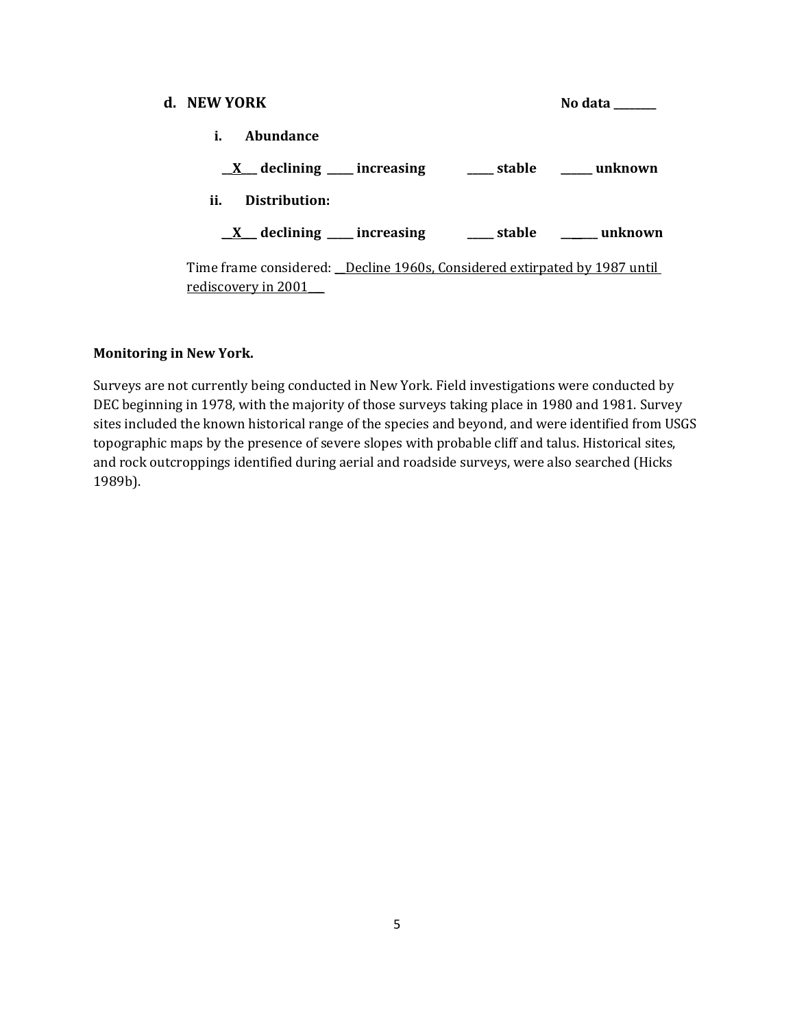**d. NEW YORK** **No data \_\_\_\_\_\_\_\_**

**i. Abundance**

**\_\_X\_\_\_ declining \_\_\_\_\_ increasing \_\_\_\_\_ stable \_\_\_\_\_\_ unknown**

**ii. Distribution:**

**\_\_X\_\_\_ declining \_\_\_\_\_ increasing \_\_\_\_\_ stable \_\_\_\_\_\_ unknown**

Time frame considered: __Decline 1960s, Considered extirpated by 1987 until rediscovery in 2001___

**Monitoring in New York.**

Surveys are not currently being conducted in New York. Field investigations were conducted by DEC beginning in 1978, with the majority of those surveys taking place in 1980 and 1981. Survey sites included the known historical range of the species and beyond, and were identified from USGS topographic maps by the presence of severe slopes with probable cliff and talus. Historical sites, and rock outcroppings identified during aerial and roadside surveys, were also searched (Hicks 1989b).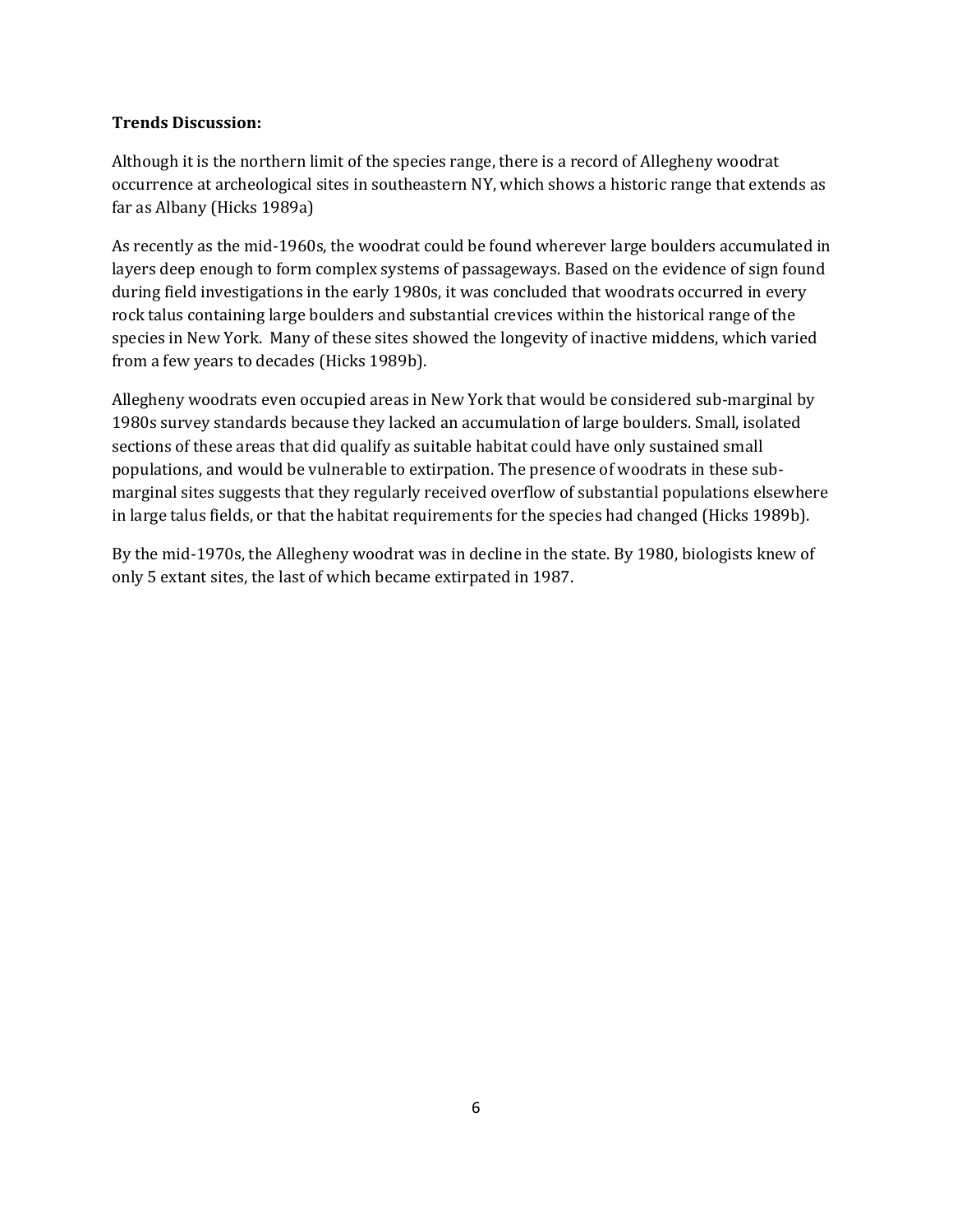**Trends Discussion:**

Although it is the northern limit of the species range, there is a record of Allegheny woodrat occurrence at archeological sites in southeastern NY, which shows a historic range that extends as far as Albany (Hicks 1989a)

As recently as the mid-1960s, the woodrat could be found wherever large boulders accumulated in layers deep enough to form complex systems of passageways. Based on the evidence of sign found during field investigations in the early 1980s, it was concluded that woodrats occurred in every rock talus containing large boulders and substantial crevices within the historical range of the species in New York. Many of these sites showed the longevity of inactive middens, which varied from a few years to decades (Hicks 1989b).

Allegheny woodrats even occupied areas in New York that would be considered sub-marginal by 1980s survey standards because they lacked an accumulation of large boulders. Small, isolated sections of these areas that did qualify as suitable habitat could have only sustained small populations, and would be vulnerable to extirpation. The presence of woodrats in these sub-marginal sites suggests that they regularly received overflow of substantial populations elsewhere in large talus fields, or that the habitat requirements for the species had changed (Hicks 1989b).

By the mid-1970s, the Allegheny woodrat was in decline in the state. By 1980, biologists knew of only 5 extant sites, the last of which became extirpated in 1987.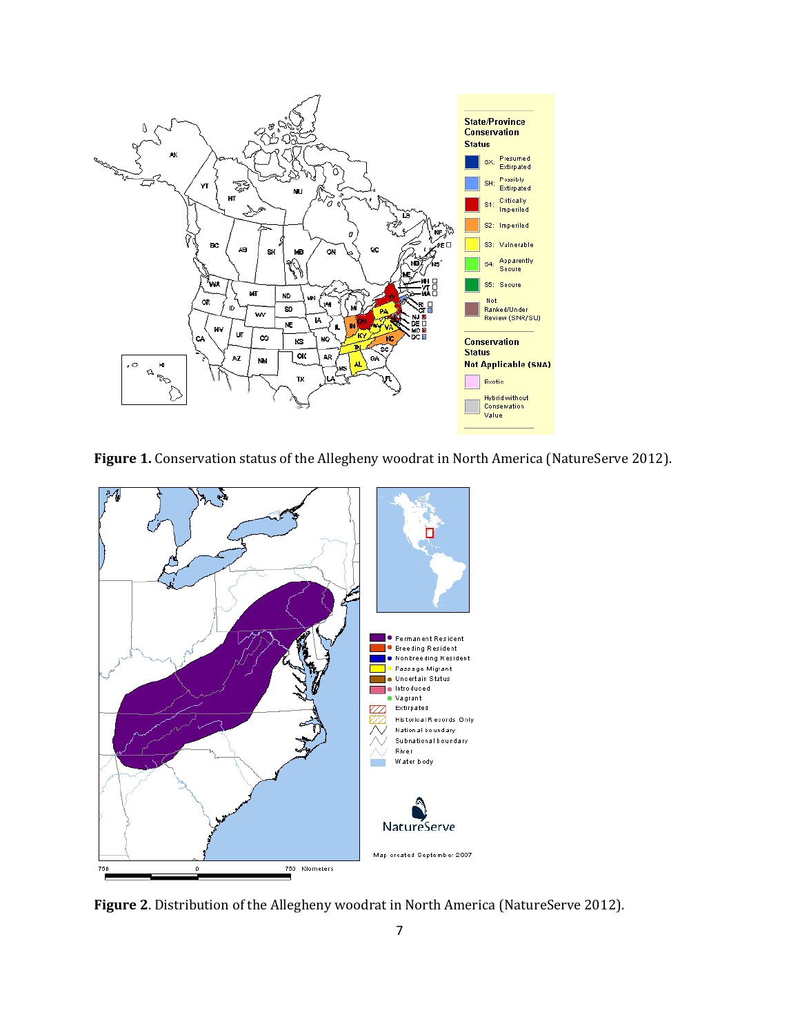**Figure 1.** Conservation status of the Allegheny woodrat in North America (NatureServe 2012).

**Figure 2**. Distribution of the Allegheny woodrat in North America (NatureServe 2012).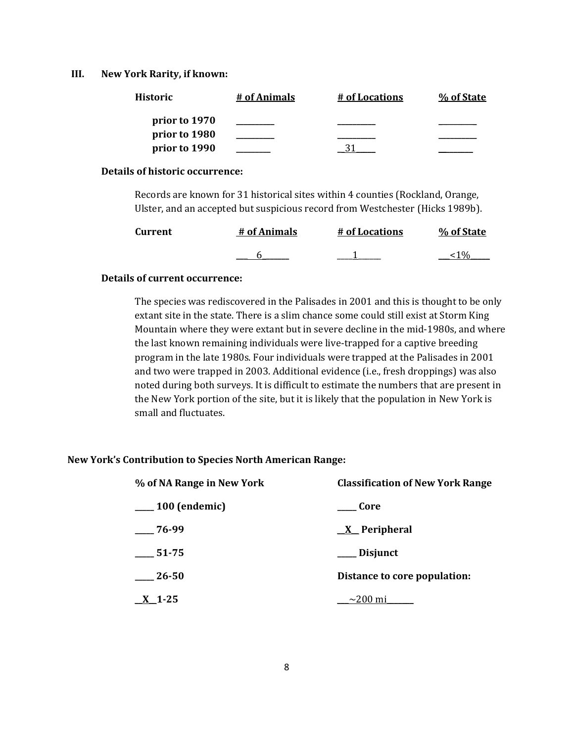## III. New York Rarity, if known:

| Historic | # of Animals | # of Locations | % of State |
|---|---|---|---|
| prior to 1970 | ________ | ________ | ________ |
| prior to 1980 | ________ | ________ | ________ |
| prior to 1990 | ________ | 31 | ________ |

**Details of historic occurrence:**

Records are known for 31 historical sites within 4 counties (Rockland, Orange, Ulster, and an accepted but suspicious record from Westchester (Hicks 1989b).

| Current | # of Animals | # of Locations | % of State |
|---|---|---|---|
| | 6 | 1 | <1% |

**Details of current occurrence:**

The species was rediscovered in the Palisades in 2001 and this is thought to be only extant site in the state. There is a slim chance some could still exist at Storm King Mountain where they were extant but in severe decline in the mid-1980s, and where the last known remaining individuals were live-trapped for a captive breeding program in the late 1980s. Four individuals were trapped at the Palisades in 2001 and two were trapped in 2003. Additional evidence (i.e., fresh droppings) was also noted during both surveys. It is difficult to estimate the numbers that are present in the New York portion of the site, but it is likely that the population in New York is small and fluctuates.

**New York's Contribution to Species North American Range:**

| % of NA Range in New York | Classification of New York Range |
|---|---|
| ____ 100 (endemic) | ____ Core |
| ____ 76-99 | __X__ Peripheral |
| ____ 51-75 | ____ Disjunct |
| ____ 26-50 | **Distance to core population:** |
| __X__ 1-25 | ~200 mi |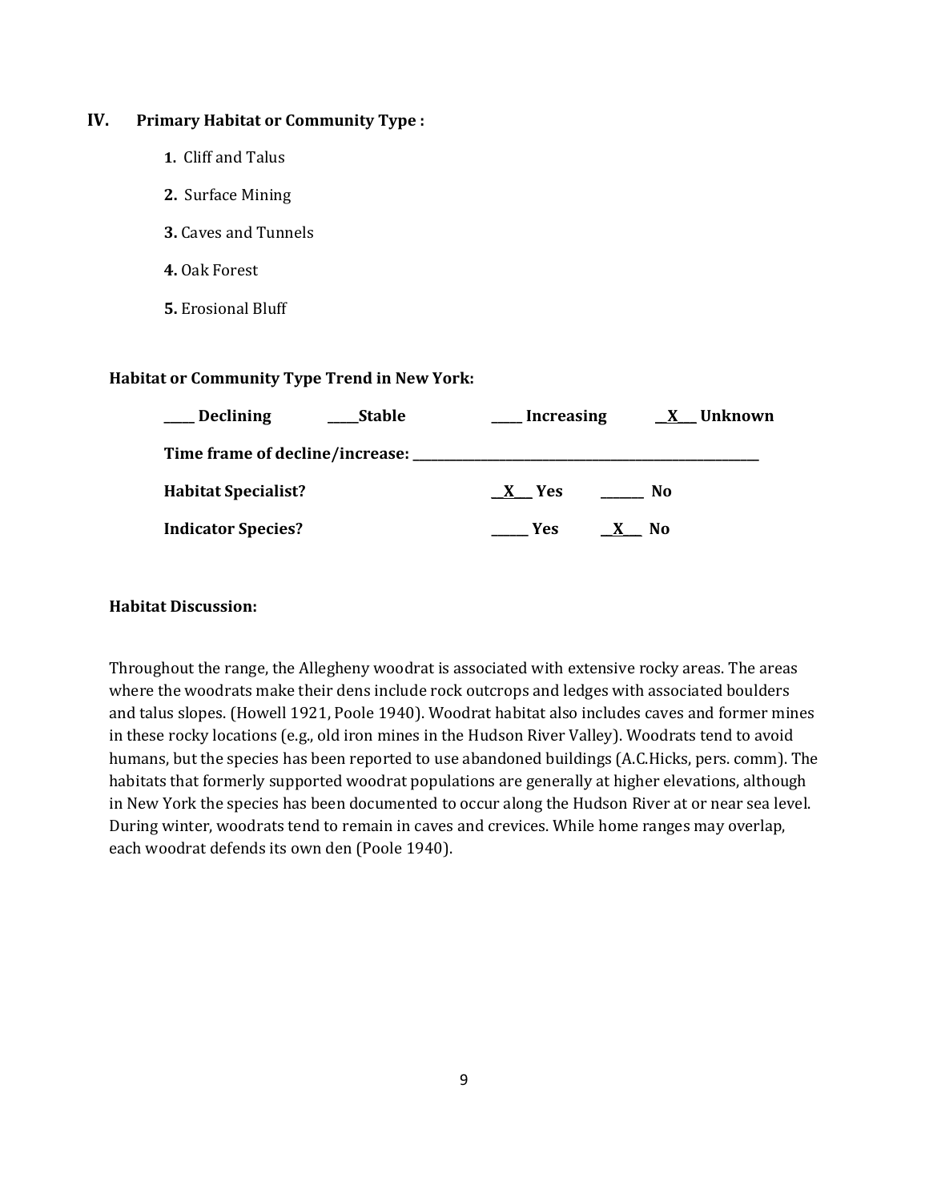## IV. Primary Habitat or Community Type :

1. Cliff and Talus
2. Surface Mining
3. Caves and Tunnels
4. Oak Forest
5. Erosional Bluff

**Habitat or Community Type Trend in New York:**

**____ Declining ____Stable ____ Increasing __X__ Unknown**

**Time frame of decline/increase: ______________________________**

**Habitat Specialist?** **__X__ Yes ______ No**

**Indicator Species?** **_____ Yes __X__ No**

**Habitat Discussion:**

Throughout the range, the Allegheny woodrat is associated with extensive rocky areas. The areas where the woodrats make their dens include rock outcrops and ledges with associated boulders and talus slopes. (Howell 1921, Poole 1940). Woodrat habitat also includes caves and former mines in these rocky locations (e.g., old iron mines in the Hudson River Valley). Woodrats tend to avoid humans, but the species has been reported to use abandoned buildings (A.C.Hicks, pers. comm). The habitats that formerly supported woodrat populations are generally at higher elevations, although in New York the species has been documented to occur along the Hudson River at or near sea level. During winter, woodrats tend to remain in caves and crevices. While home ranges may overlap, each woodrat defends its own den (Poole 1940).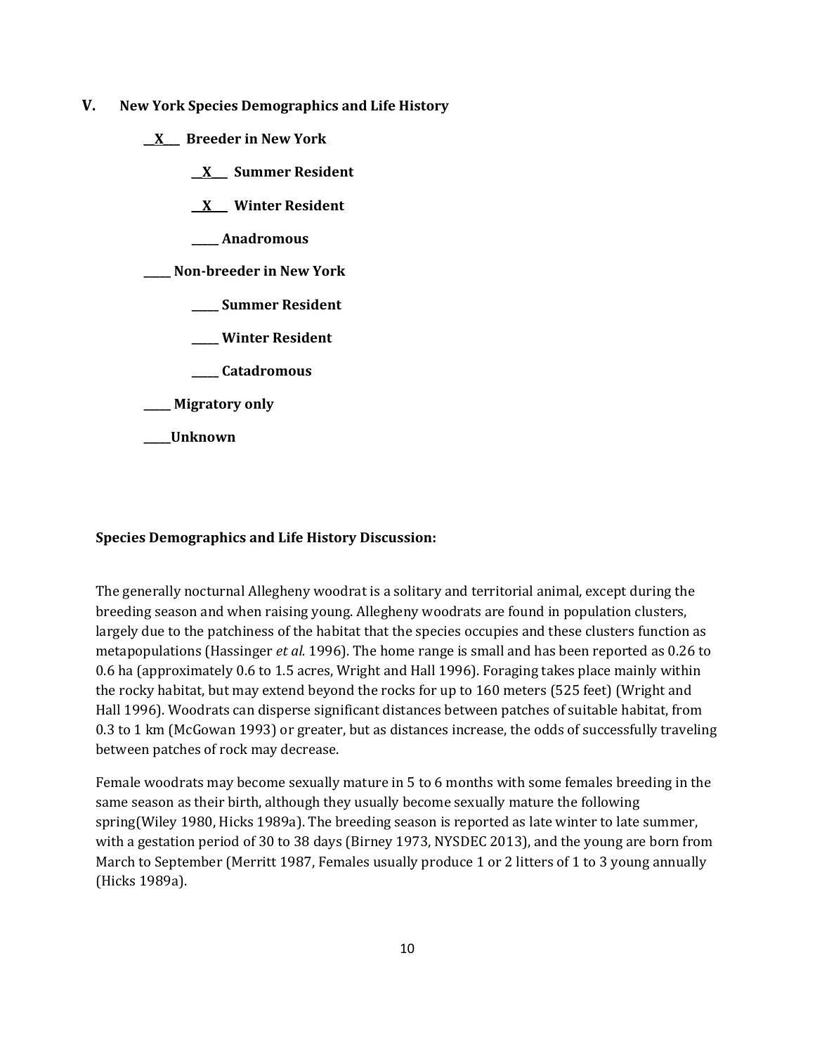## V. New York Species Demographics and Life History

__X___ **Breeder in New York**

__X___ **Summer Resident**

__X___ **Winter Resident**

_____ **Anadromous**

_____ **Non-breeder in New York**

_____ **Summer Resident**

_____ **Winter Resident**

_____ **Catadromous**

_____ **Migratory only**

_____**Unknown**

**Species Demographics and Life History Discussion:**

The generally nocturnal Allegheny woodrat is a solitary and territorial animal, except during the breeding season and when raising young. Allegheny woodrats are found in population clusters, largely due to the patchiness of the habitat that the species occupies and these clusters function as metapopulations (Hassinger *et al.* 1996). The home range is small and has been reported as 0.26 to 0.6 ha (approximately 0.6 to 1.5 acres, Wright and Hall 1996). Foraging takes place mainly within the rocky habitat, but may extend beyond the rocks for up to 160 meters (525 feet) (Wright and Hall 1996). Woodrats can disperse significant distances between patches of suitable habitat, from 0.3 to 1 km (McGowan 1993) or greater, but as distances increase, the odds of successfully traveling between patches of rock may decrease.

Female woodrats may become sexually mature in 5 to 6 months with some females breeding in the same season as their birth, although they usually become sexually mature the following spring(Wiley 1980, Hicks 1989a). The breeding season is reported as late winter to late summer, with a gestation period of 30 to 38 days (Birney 1973, NYSDEC 2013), and the young are born from March to September (Merritt 1987, Females usually produce 1 or 2 litters of 1 to 3 young annually (Hicks 1989a).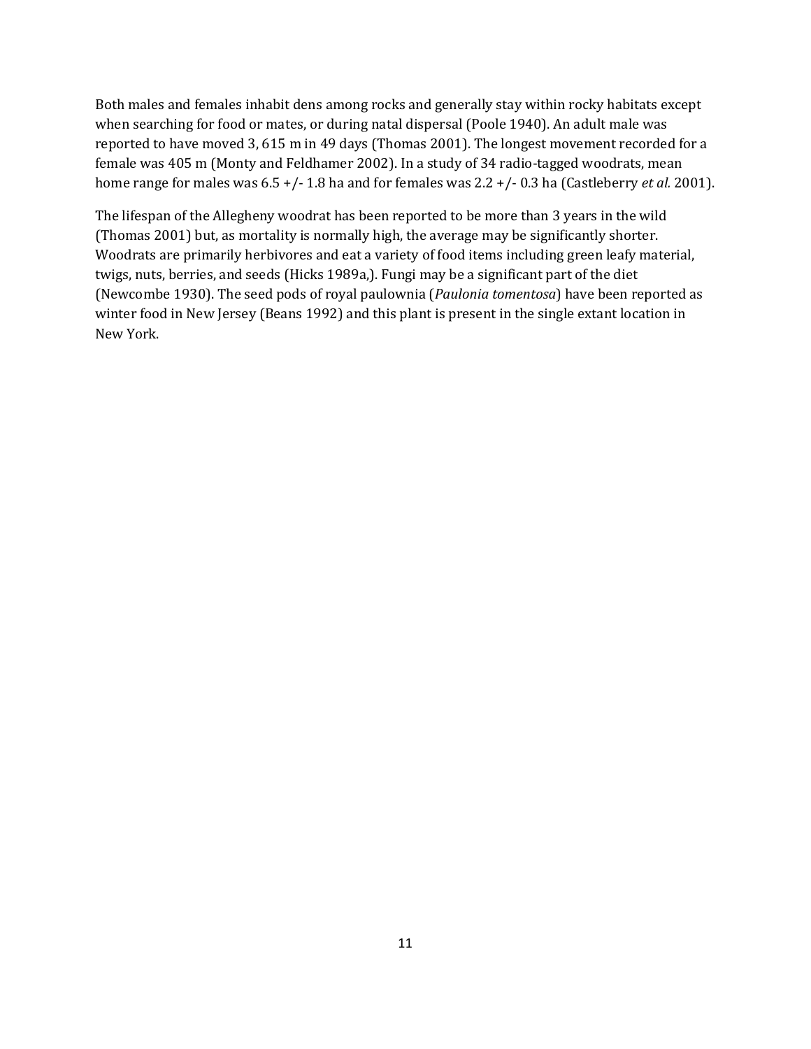Both males and females inhabit dens among rocks and generally stay within rocky habitats except when searching for food or mates, or during natal dispersal (Poole 1940). An adult male was reported to have moved 3, 615 m in 49 days (Thomas 2001). The longest movement recorded for a female was 405 m (Monty and Feldhamer 2002). In a study of 34 radio-tagged woodrats, mean home range for males was 6.5 +/- 1.8 ha and for females was 2.2 +/- 0.3 ha (Castleberry *et al.* 2001).

The lifespan of the Allegheny woodrat has been reported to be more than 3 years in the wild (Thomas 2001) but, as mortality is normally high, the average may be significantly shorter. Woodrats are primarily herbivores and eat a variety of food items including green leafy material, twigs, nuts, berries, and seeds (Hicks 1989a,). Fungi may be a significant part of the diet (Newcombe 1930). The seed pods of royal paulownia (*Paulonia tomentosa*) have been reported as winter food in New Jersey (Beans 1992) and this plant is present in the single extant location in New York.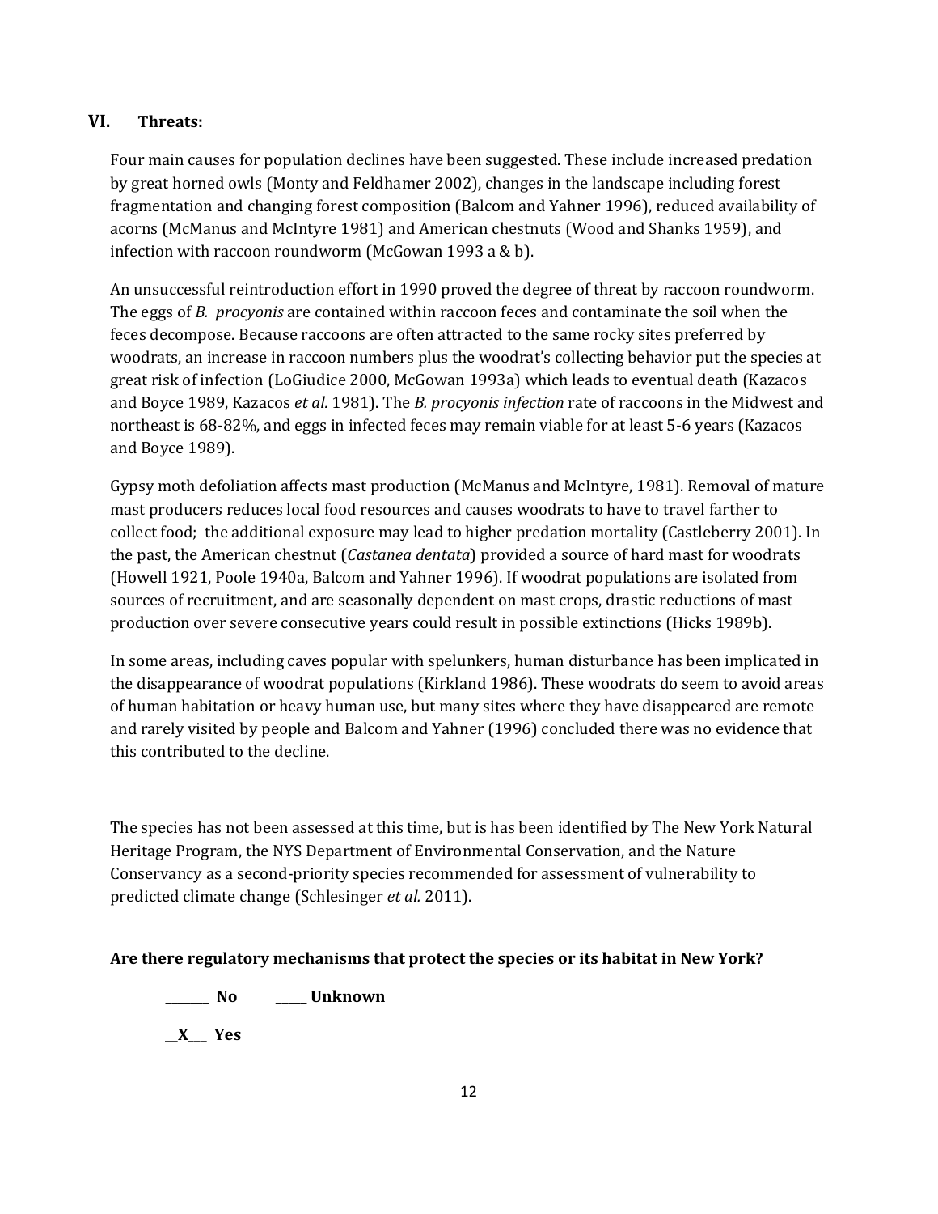## VI. Threats:

Four main causes for population declines have been suggested. These include increased predation by great horned owls (Monty and Feldhamer 2002), changes in the landscape including forest fragmentation and changing forest composition (Balcom and Yahner 1996), reduced availability of acorns (McManus and McIntyre 1981) and American chestnuts (Wood and Shanks 1959), and infection with raccoon roundworm (McGowan 1993 a & b).

An unsuccessful reintroduction effort in 1990 proved the degree of threat by raccoon roundworm. The eggs of *B. procyonis* are contained within raccoon feces and contaminate the soil when the feces decompose. Because raccoons are often attracted to the same rocky sites preferred by woodrats, an increase in raccoon numbers plus the woodrat's collecting behavior put the species at great risk of infection (LoGiudice 2000, McGowan 1993a) which leads to eventual death (Kazacos and Boyce 1989, Kazacos *et al.* 1981). The *B. procyonis infection* rate of raccoons in the Midwest and northeast is 68-82%, and eggs in infected feces may remain viable for at least 5-6 years (Kazacos and Boyce 1989).

Gypsy moth defoliation affects mast production (McManus and McIntyre, 1981). Removal of mature mast producers reduces local food resources and causes woodrats to have to travel farther to collect food; the additional exposure may lead to higher predation mortality (Castleberry 2001). In the past, the American chestnut (*Castanea dentata*) provided a source of hard mast for woodrats (Howell 1921, Poole 1940a, Balcom and Yahner 1996). If woodrat populations are isolated from sources of recruitment, and are seasonally dependent on mast crops, drastic reductions of mast production over severe consecutive years could result in possible extinctions (Hicks 1989b).

In some areas, including caves popular with spelunkers, human disturbance has been implicated in the disappearance of woodrat populations (Kirkland 1986). These woodrats do seem to avoid areas of human habitation or heavy human use, but many sites where they have disappeared are remote and rarely visited by people and Balcom and Yahner (1996) concluded there was no evidence that this contributed to the decline.

The species has not been assessed at this time, but is has been identified by The New York Natural Heritage Program, the NYS Department of Environmental Conservation, and the Nature Conservancy as a second-priority species recommended for assessment of vulnerability to predicted climate change (Schlesinger *et al.* 2011).

**Are there regulatory mechanisms that protect the species or its habitat in New York?**

**\_\_\_\_\_\_ No  \_\_\_\_\_ Unknown**

**\_\_X\_\_ Yes**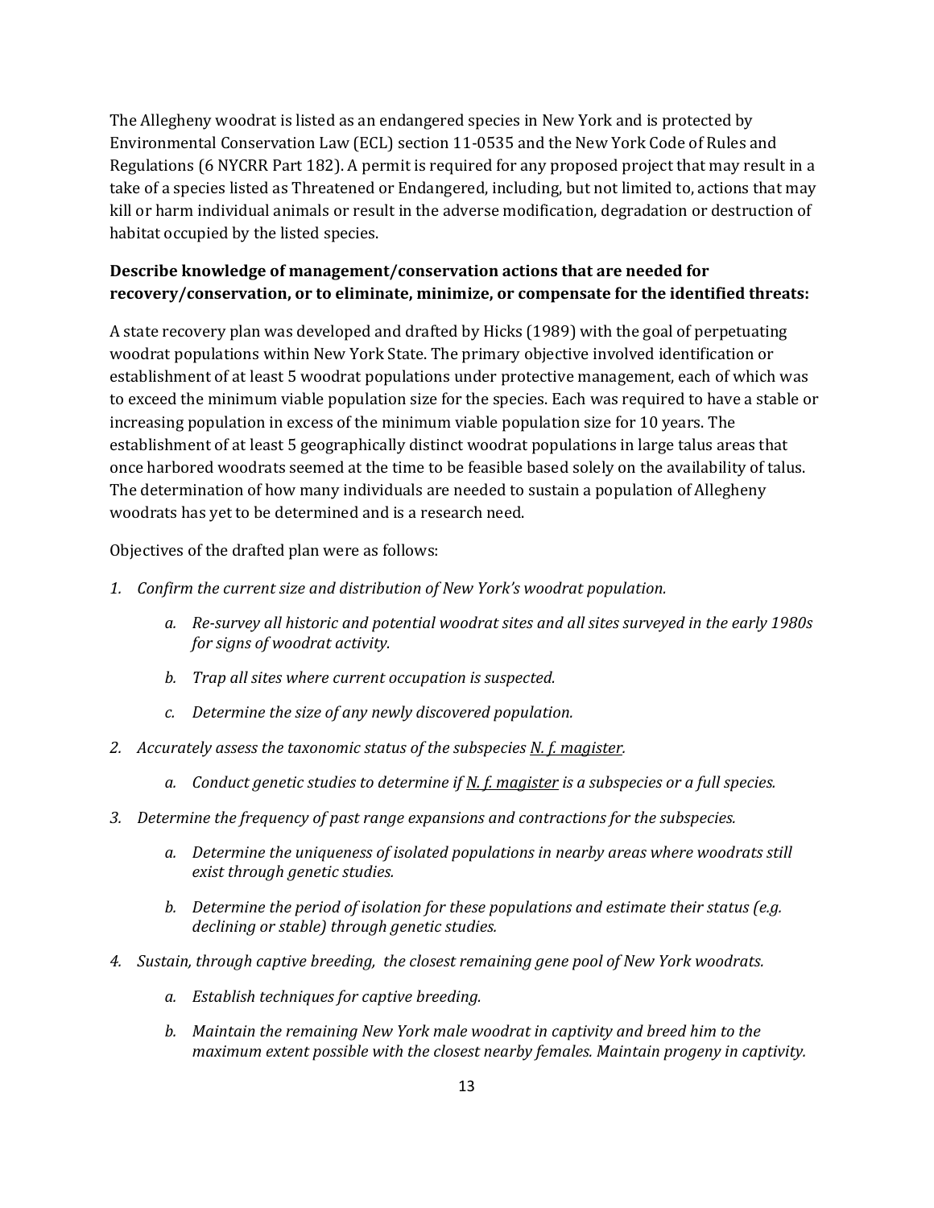The Allegheny woodrat is listed as an endangered species in New York and is protected by Environmental Conservation Law (ECL) section 11-0535 and the New York Code of Rules and Regulations (6 NYCRR Part 182). A permit is required for any proposed project that may result in a take of a species listed as Threatened or Endangered, including, but not limited to, actions that may kill or harm individual animals or result in the adverse modification, degradation or destruction of habitat occupied by the listed species.

**Describe knowledge of management/conservation actions that are needed for recovery/conservation, or to eliminate, minimize, or compensate for the identified threats:**

A state recovery plan was developed and drafted by Hicks (1989) with the goal of perpetuating woodrat populations within New York State. The primary objective involved identification or establishment of at least 5 woodrat populations under protective management, each of which was to exceed the minimum viable population size for the species. Each was required to have a stable or increasing population in excess of the minimum viable population size for 10 years. The establishment of at least 5 geographically distinct woodrat populations in large talus areas that once harbored woodrats seemed at the time to be feasible based solely on the availability of talus. The determination of how many individuals are needed to sustain a population of Allegheny woodrats has yet to be determined and is a research need.

Objectives of the drafted plan were as follows:

1. *Confirm the current size and distribution of New York's woodrat population.*
   - a. *Re-survey all historic and potential woodrat sites and all sites surveyed in the early 1980s for signs of woodrat activity.*
   - b. *Trap all sites where current occupation is suspected.*
   - c. *Determine the size of any newly discovered population.*
2. *Accurately assess the taxonomic status of the subspecies N. f. magister.*
   - a. *Conduct genetic studies to determine if N. f. magister is a subspecies or a full species.*
3. *Determine the frequency of past range expansions and contractions for the subspecies.*
   - a. *Determine the uniqueness of isolated populations in nearby areas where woodrats still exist through genetic studies.*
   - b. *Determine the period of isolation for these populations and estimate their status (e.g. declining or stable) through genetic studies.*
4. *Sustain, through captive breeding, the closest remaining gene pool of New York woodrats.*
   - a. *Establish techniques for captive breeding.*
   - b. *Maintain the remaining New York male woodrat in captivity and breed him to the maximum extent possible with the closest nearby females. Maintain progeny in captivity.*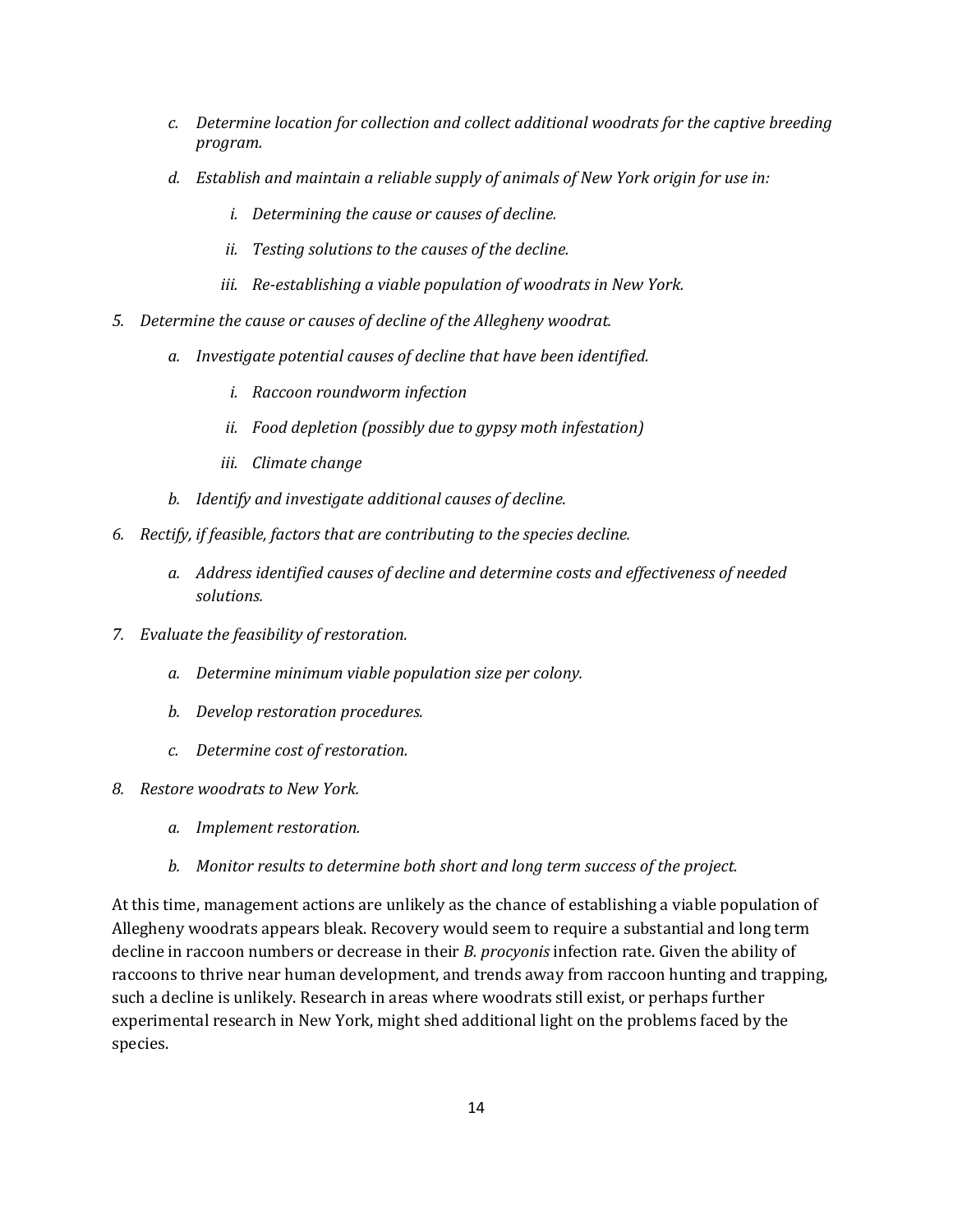*c. Determine location for collection and collect additional woodrats for the captive breeding program.*

*d. Establish and maintain a reliable supply of animals of New York origin for use in:*

*i. Determining the cause or causes of decline.*

*ii. Testing solutions to the causes of the decline.*

*iii. Re-establishing a viable population of woodrats in New York.*

*5. Determine the cause or causes of decline of the Allegheny woodrat.*

*a. Investigate potential causes of decline that have been identified.*

*i. Raccoon roundworm infection*

*ii. Food depletion (possibly due to gypsy moth infestation)*

*iii. Climate change*

*b. Identify and investigate additional causes of decline.*

*6. Rectify, if feasible, factors that are contributing to the species decline.*

*a. Address identified causes of decline and determine costs and effectiveness of needed solutions.*

*7. Evaluate the feasibility of restoration.*

*a. Determine minimum viable population size per colony.*

*b. Develop restoration procedures.*

*c. Determine cost of restoration.*

*8. Restore woodrats to New York.*

*a. Implement restoration.*

*b. Monitor results to determine both short and long term success of the project.*

At this time, management actions are unlikely as the chance of establishing a viable population of Allegheny woodrats appears bleak. Recovery would seem to require a substantial and long term decline in raccoon numbers or decrease in their *B. procyonis* infection rate. Given the ability of raccoons to thrive near human development, and trends away from raccoon hunting and trapping, such a decline is unlikely. Research in areas where woodrats still exist, or perhaps further experimental research in New York, might shed additional light on the problems faced by the species.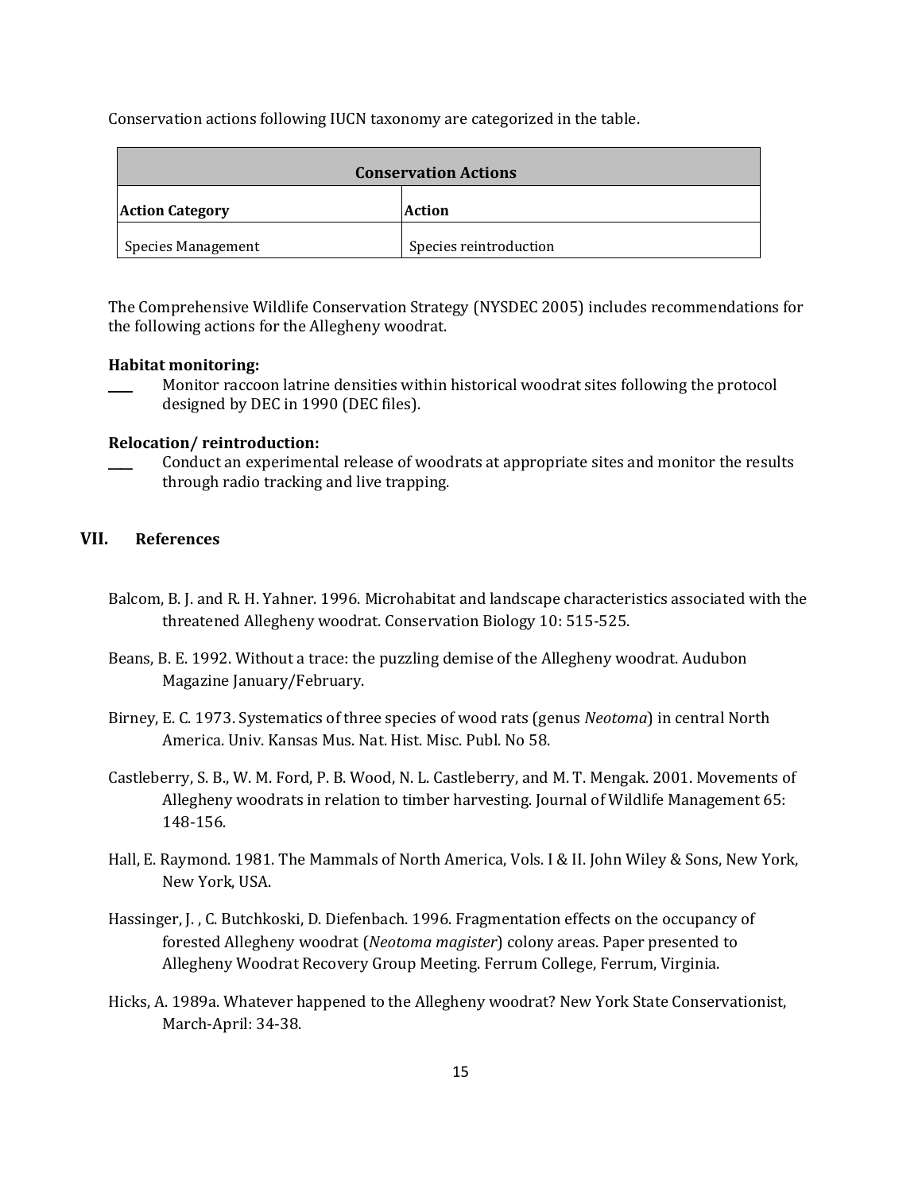Conservation actions following IUCN taxonomy are categorized in the table.

| Conservation Actions | |
|---|---|
| **Action Category** | **Action** |
| Species Management | Species reintroduction |

The Comprehensive Wildlife Conservation Strategy (NYSDEC 2005) includes recommendations for the following actions for the Allegheny woodrat.

**Habitat monitoring:**

\_\_\_\_ Monitor raccoon latrine densities within historical woodrat sites following the protocol designed by DEC in 1990 (DEC files).

**Relocation/ reintroduction:**

\_\_\_\_ Conduct an experimental release of woodrats at appropriate sites and monitor the results through radio tracking and live trapping.

## VII. References

Balcom, B. J. and R. H. Yahner. 1996. Microhabitat and landscape characteristics associated with the threatened Allegheny woodrat. Conservation Biology 10: 515-525.

Beans, B. E. 1992. Without a trace: the puzzling demise of the Allegheny woodrat. Audubon Magazine January/February.

Birney, E. C. 1973. Systematics of three species of wood rats (genus *Neotoma*) in central North America. Univ. Kansas Mus. Nat. Hist. Misc. Publ. No 58.

Castleberry, S. B., W. M. Ford, P. B. Wood, N. L. Castleberry, and M. T. Mengak. 2001. Movements of Allegheny woodrats in relation to timber harvesting. Journal of Wildlife Management 65: 148-156.

Hall, E. Raymond. 1981. The Mammals of North America, Vols. I & II. John Wiley & Sons, New York, New York, USA.

Hassinger, J. , C. Butchkoski, D. Diefenbach. 1996. Fragmentation effects on the occupancy of forested Allegheny woodrat (*Neotoma magister*) colony areas. Paper presented to Allegheny Woodrat Recovery Group Meeting. Ferrum College, Ferrum, Virginia.

Hicks, A. 1989a. Whatever happened to the Allegheny woodrat? New York State Conservationist, March-April: 34-38.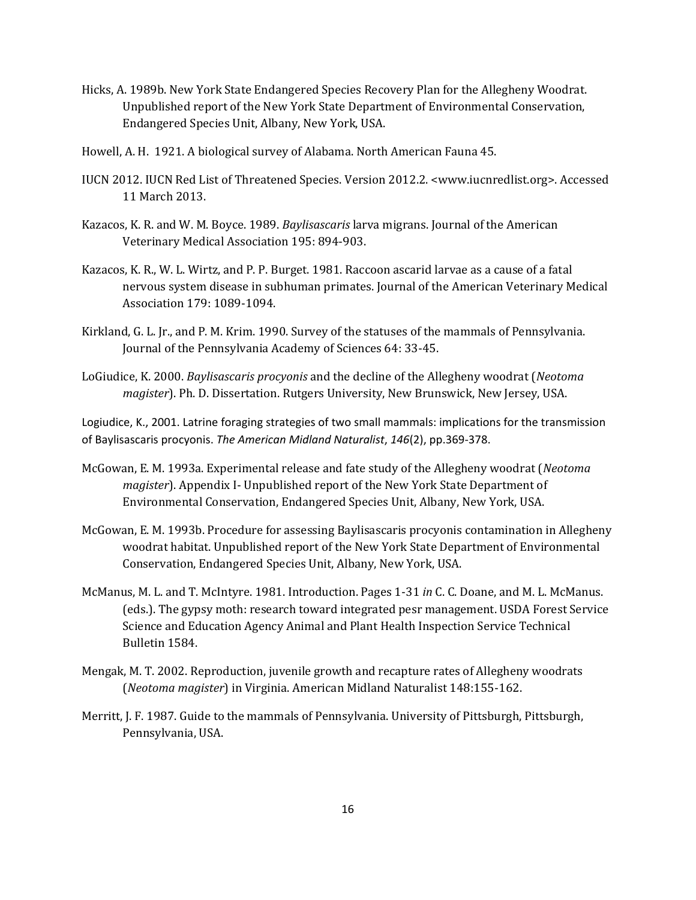Hicks, A. 1989b. New York State Endangered Species Recovery Plan for the Allegheny Woodrat. Unpublished report of the New York State Department of Environmental Conservation, Endangered Species Unit, Albany, New York, USA.

Howell, A. H. 1921. A biological survey of Alabama. North American Fauna 45.

IUCN 2012. IUCN Red List of Threatened Species. Version 2012.2. <www.iucnredlist.org>. Accessed 11 March 2013.

Kazacos, K. R. and W. M. Boyce. 1989. *Baylisascaris* larva migrans. Journal of the American Veterinary Medical Association 195: 894-903.

Kazacos, K. R., W. L. Wirtz, and P. P. Burget. 1981. Raccoon ascarid larvae as a cause of a fatal nervous system disease in subhuman primates. Journal of the American Veterinary Medical Association 179: 1089-1094.

Kirkland, G. L. Jr., and P. M. Krim. 1990. Survey of the statuses of the mammals of Pennsylvania. Journal of the Pennsylvania Academy of Sciences 64: 33-45.

LoGiudice, K. 2000. *Baylisascaris procyonis* and the decline of the Allegheny woodrat (*Neotoma magister*). Ph. D. Dissertation. Rutgers University, New Brunswick, New Jersey, USA.

Logiudice, K., 2001. Latrine foraging strategies of two small mammals: implications for the transmission of Baylisascaris procyonis. *The American Midland Naturalist*, *146*(2), pp.369-378.

McGowan, E. M. 1993a. Experimental release and fate study of the Allegheny woodrat (*Neotoma magister*). Appendix I- Unpublished report of the New York State Department of Environmental Conservation, Endangered Species Unit, Albany, New York, USA.

McGowan, E. M. 1993b. Procedure for assessing Baylisascaris procyonis contamination in Allegheny woodrat habitat. Unpublished report of the New York State Department of Environmental Conservation, Endangered Species Unit, Albany, New York, USA.

McManus, M. L. and T. McIntyre. 1981. Introduction. Pages 1-31 *in* C. C. Doane, and M. L. McManus. (eds.). The gypsy moth: research toward integrated pesr management. USDA Forest Service Science and Education Agency Animal and Plant Health Inspection Service Technical Bulletin 1584.

Mengak, M. T. 2002. Reproduction, juvenile growth and recapture rates of Allegheny woodrats (*Neotoma magister*) in Virginia. American Midland Naturalist 148:155-162.

Merritt, J. F. 1987. Guide to the mammals of Pennsylvania. University of Pittsburgh, Pittsburgh, Pennsylvania, USA.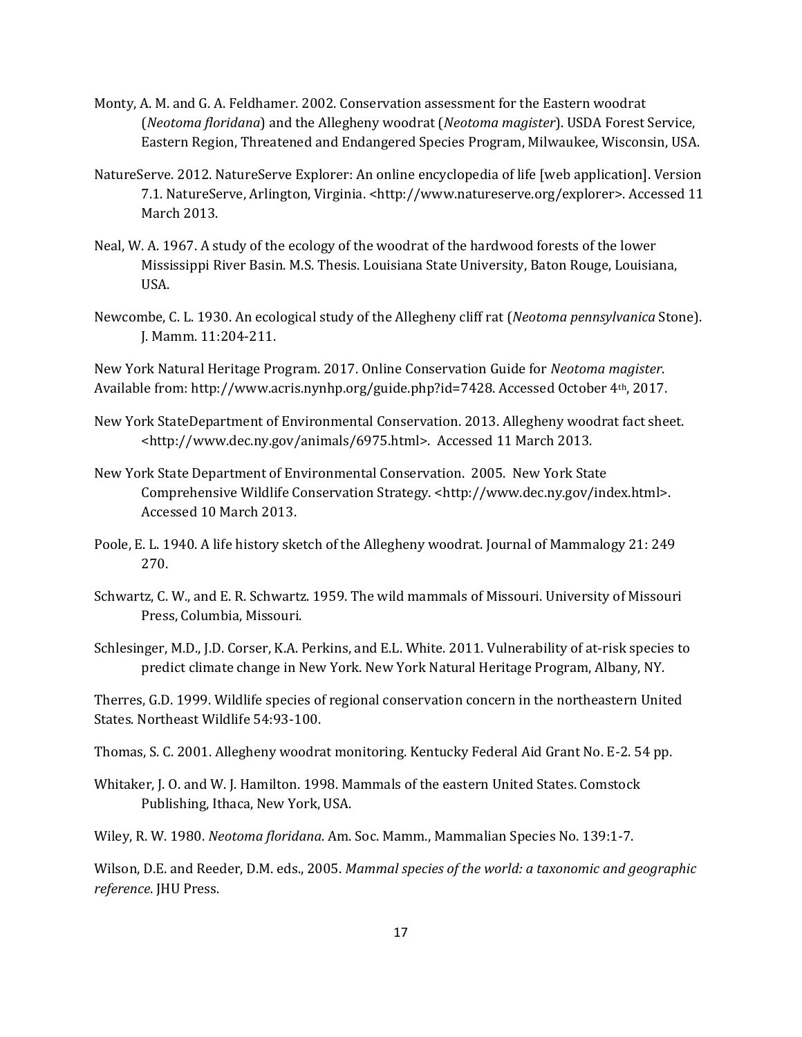Monty, A. M. and G. A. Feldhamer. 2002. Conservation assessment for the Eastern woodrat (*Neotoma floridana*) and the Allegheny woodrat (*Neotoma magister*). USDA Forest Service, Eastern Region, Threatened and Endangered Species Program, Milwaukee, Wisconsin, USA.

NatureServe. 2012. NatureServe Explorer: An online encyclopedia of life [web application]. Version 7.1. NatureServe, Arlington, Virginia. <http://www.natureserve.org/explorer>. Accessed 11 March 2013.

Neal, W. A. 1967. A study of the ecology of the woodrat of the hardwood forests of the lower Mississippi River Basin. M.S. Thesis. Louisiana State University, Baton Rouge, Louisiana, USA.

Newcombe, C. L. 1930. An ecological study of the Allegheny cliff rat (*Neotoma pennsylvanica* Stone). J. Mamm. 11:204-211.

New York Natural Heritage Program. 2017. Online Conservation Guide for *Neotoma magister*. Available from: http://www.acris.nynhp.org/guide.php?id=7428. Accessed October 4th, 2017.

New York StateDepartment of Environmental Conservation. 2013. Allegheny woodrat fact sheet. <http://www.dec.ny.gov/animals/6975.html>. Accessed 11 March 2013.

New York State Department of Environmental Conservation. 2005. New York State Comprehensive Wildlife Conservation Strategy. <http://www.dec.ny.gov/index.html>. Accessed 10 March 2013.

Poole, E. L. 1940. A life history sketch of the Allegheny woodrat. Journal of Mammalogy 21: 249 270.

Schwartz, C. W., and E. R. Schwartz. 1959. The wild mammals of Missouri. University of Missouri Press, Columbia, Missouri.

Schlesinger, M.D., J.D. Corser, K.A. Perkins, and E.L. White. 2011. Vulnerability of at-risk species to predict climate change in New York. New York Natural Heritage Program, Albany, NY.

Therres, G.D. 1999. Wildlife species of regional conservation concern in the northeastern United States. Northeast Wildlife 54:93-100.

Thomas, S. C. 2001. Allegheny woodrat monitoring. Kentucky Federal Aid Grant No. E-2. 54 pp.

Whitaker, J. O. and W. J. Hamilton. 1998. Mammals of the eastern United States. Comstock Publishing, Ithaca, New York, USA.

Wiley, R. W. 1980. *Neotoma floridana*. Am. Soc. Mamm., Mammalian Species No. 139:1-7.

Wilson, D.E. and Reeder, D.M. eds., 2005. *Mammal species of the world: a taxonomic and geographic reference*. JHU Press.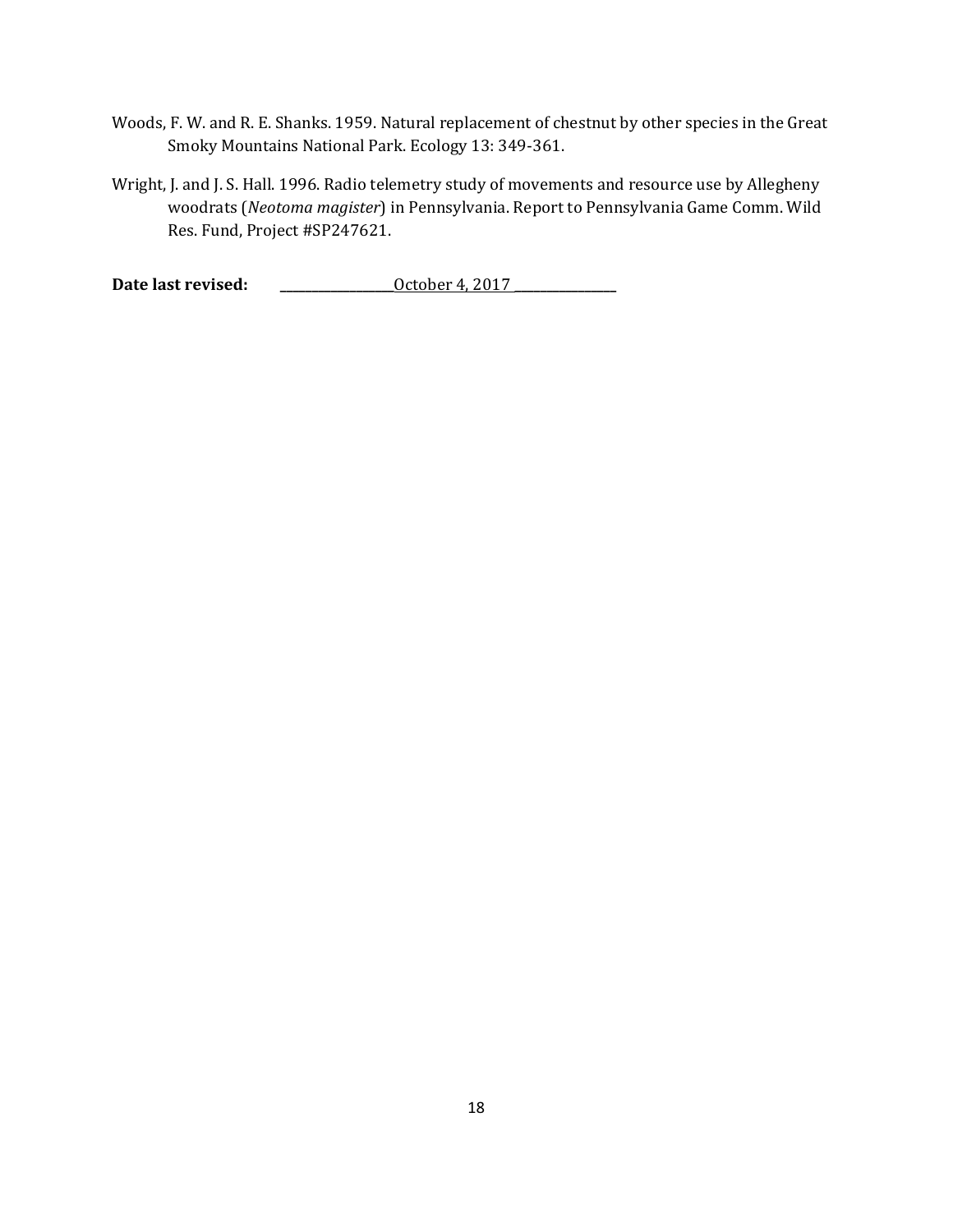Woods, F. W. and R. E. Shanks. 1959. Natural replacement of chestnut by other species in the Great Smoky Mountains National Park. Ecology 13: 349-361.

Wright, J. and J. S. Hall. 1996. Radio telemetry study of movements and resource use by Allegheny woodrats (*Neotoma magister*) in Pennsylvania. Report to Pennsylvania Game Comm. Wild Res. Fund, Project #SP247621.

**Date last revised:** October 4, 2017